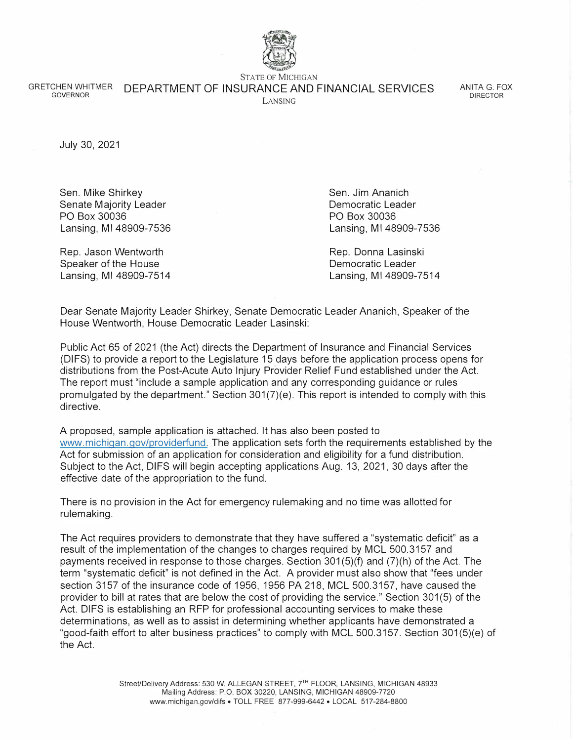STATE OF MICHIGAN

GRETCHEN WHITMER
GOVERNOR

# DEPARTMENT OF INSURANCE AND FINANCIAL SERVICES

LANSING

ANITA G. FOX
DIRECTOR

July 30, 2021

Sen. Mike Shirkey
Senate Majority Leader
PO Box 30036
Lansing, MI 48909-7536

Sen. Jim Ananich
Democratic Leader
PO Box 30036
Lansing, MI 48909-7536

Rep. Jason Wentworth
Speaker of the House
Lansing, MI 48909-7514

Rep. Donna Lasinski
Democratic Leader
Lansing, MI 48909-7514

Dear Senate Majority Leader Shirkey, Senate Democratic Leader Ananich, Speaker of the House Wentworth, House Democratic Leader Lasinski:

Public Act 65 of 2021 (the Act) directs the Department of Insurance and Financial Services (DIFS) to provide a report to the Legislature 15 days before the application process opens for distributions from the Post-Acute Auto Injury Provider Relief Fund established under the Act. The report must "include a sample application and any corresponding guidance or rules promulgated by the department." Section 301(7)(e). This report is intended to comply with this directive.

A proposed, sample application is attached. It has also been posted to www.michigan.gov/providerfund. The application sets forth the requirements established by the Act for submission of an application for consideration and eligibility for a fund distribution. Subject to the Act, DIFS will begin accepting applications Aug. 13, 2021, 30 days after the effective date of the appropriation to the fund.

There is no provision in the Act for emergency rulemaking and no time was allotted for rulemaking.

The Act requires providers to demonstrate that they have suffered a "systematic deficit" as a result of the implementation of the changes to charges required by MCL 500.3157 and payments received in response to those charges. Section 301(5)(f) and (7)(h) of the Act. The term "systematic deficit" is not defined in the Act. A provider must also show that "fees under section 3157 of the insurance code of 1956, 1956 PA 218, MCL 500.3157, have caused the provider to bill at rates that are below the cost of providing the service." Section 301(5) of the Act. DIFS is establishing an RFP for professional accounting services to make these determinations, as well as to assist in determining whether applicants have demonstrated a "good-faith effort to alter business practices" to comply with MCL 500.3157. Section 301(5)(e) of the Act.

Street/Delivery Address: 530 W. ALLEGAN STREET, 7TH FLOOR, LANSING, MICHIGAN 48933
Mailing Address: P.O. BOX 30220, LANSING, MICHIGAN 48909-7720
www.michigan.gov/difs • TOLL FREE 877-999-6442 • LOCAL 517-284-8800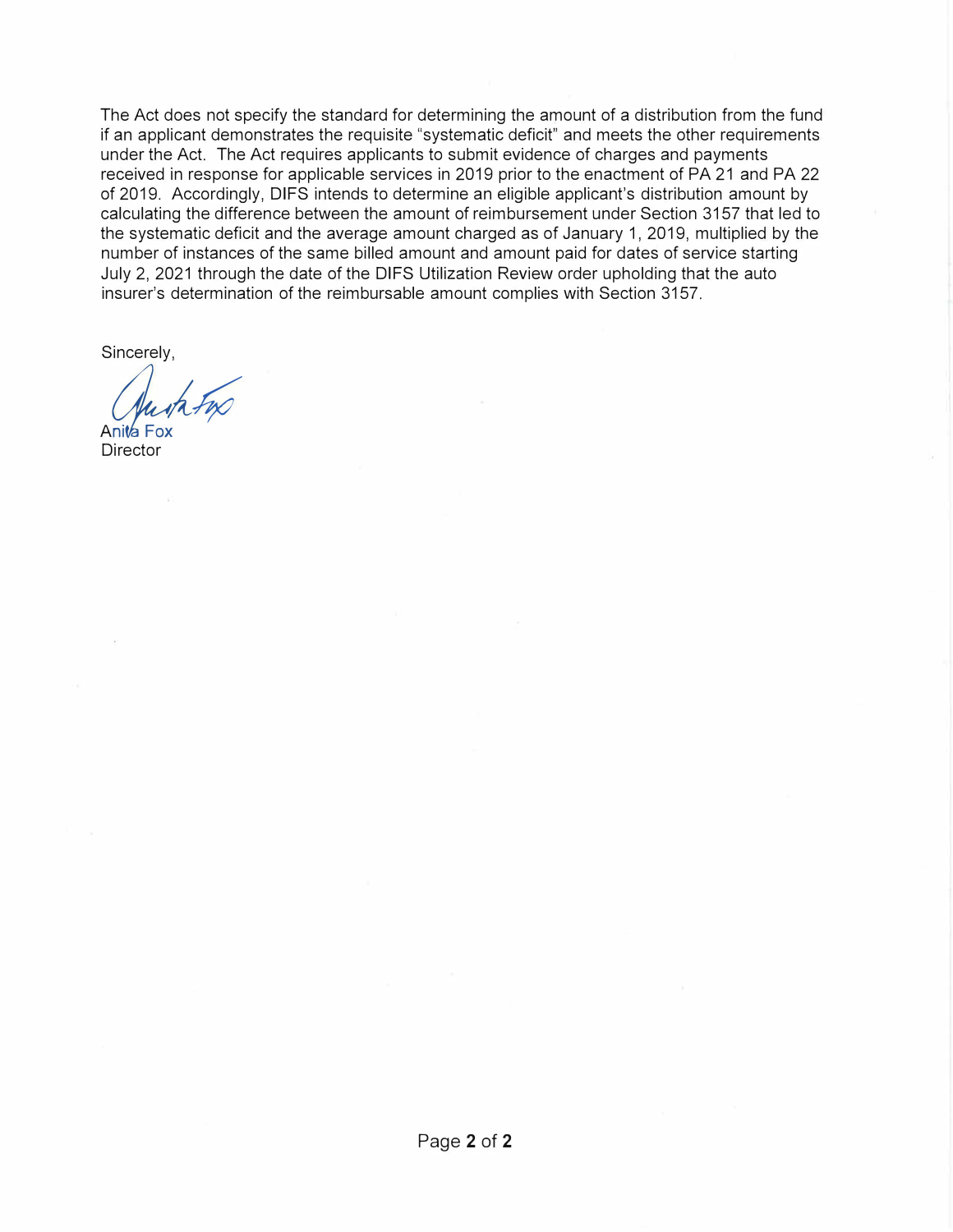The Act does not specify the standard for determining the amount of a distribution from the fund if an applicant demonstrates the requisite "systematic deficit" and meets the other requirements under the Act. The Act requires applicants to submit evidence of charges and payments received in response for applicable services in 2019 prior to the enactment of PA 21 and PA 22 of 2019. Accordingly, DIFS intends to determine an eligible applicant's distribution amount by calculating the difference between the amount of reimbursement under Section 3157 that led to the systematic deficit and the average amount charged as of January 1, 2019, multiplied by the number of instances of the same billed amount and amount paid for dates of service starting July 2, 2021 through the date of the DIFS Utilization Review order upholding that the auto insurer's determination of the reimbursable amount complies with Section 3157.

Sincerely,

Anita Fox
Director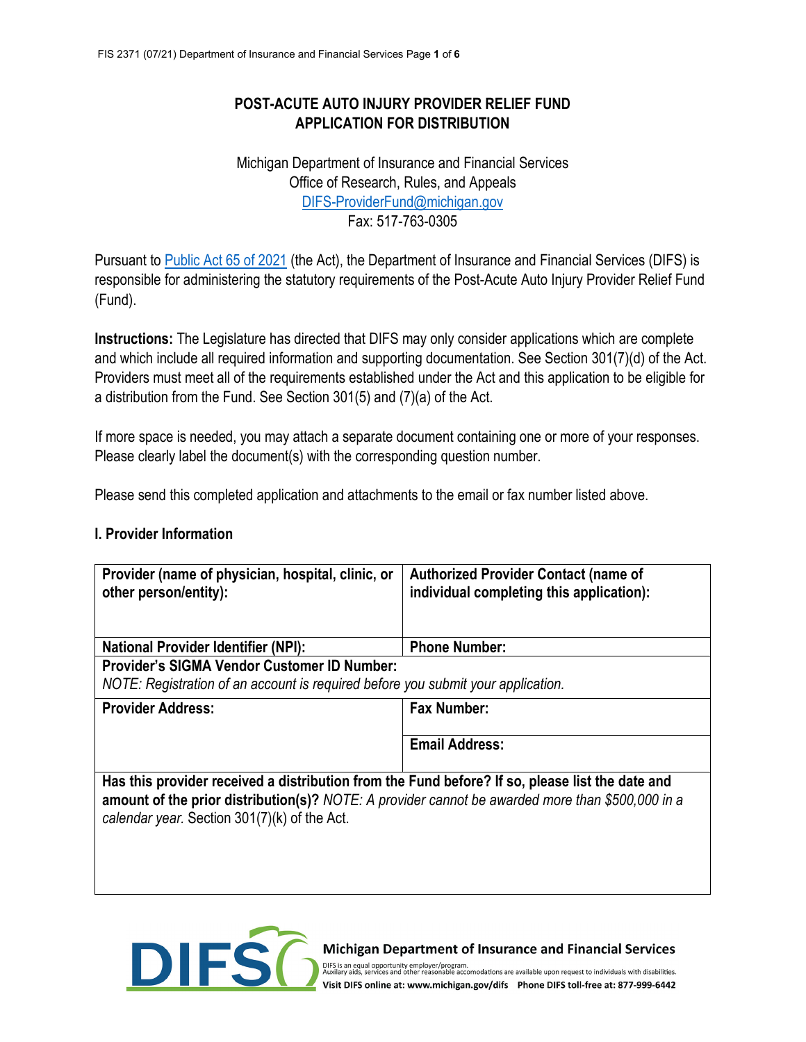# POST-ACUTE AUTO INJURY PROVIDER RELIEF FUND
## APPLICATION FOR DISTRIBUTION

Michigan Department of Insurance and Financial Services
Office of Research, Rules, and Appeals
DIFS-ProviderFund@michigan.gov
Fax: 517-763-0305

Pursuant to Public Act 65 of 2021 (the Act), the Department of Insurance and Financial Services (DIFS) is responsible for administering the statutory requirements of the Post-Acute Auto Injury Provider Relief Fund (Fund).

**Instructions:** The Legislature has directed that DIFS may only consider applications which are complete and which include all required information and supporting documentation. See Section 301(7)(d) of the Act. Providers must meet all of the requirements established under the Act and this application to be eligible for a distribution from the Fund. See Section 301(5) and (7)(a) of the Act.

If more space is needed, you may attach a separate document containing one or more of your responses. Please clearly label the document(s) with the corresponding question number.

Please send this completed application and attachments to the email or fax number listed above.

### I. Provider Information

| **Provider (name of physician, hospital, clinic, or other person/entity):** | **Authorized Provider Contact (name of individual completing this application):** |
|---|---|
| **National Provider Identifier (NPI):** | **Phone Number:** |
| **Provider's SIGMA Vendor Customer ID Number:** *NOTE: Registration of an account is required before you submit your application.* | |
| **Provider Address:** | **Fax Number:** |
| | **Email Address:** |
| **Has this provider received a distribution from the Fund before? If so, please list the date and amount of the prior distribution(s)?** *NOTE: A provider cannot be awarded more than $500,000 in a calendar year.* Section 301(7)(k) of the Act. | |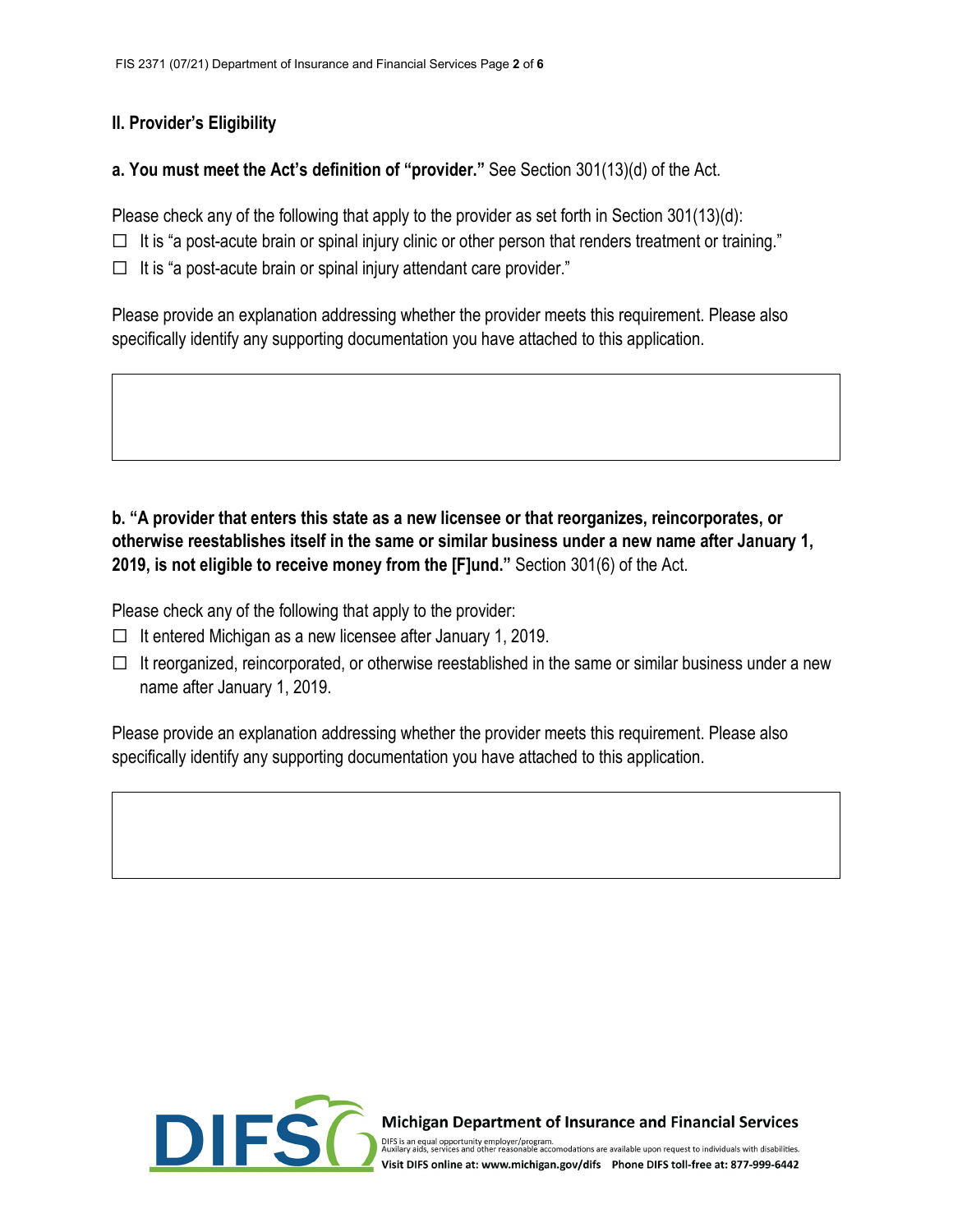## II. Provider's Eligibility

**a. You must meet the Act's definition of "provider."** See Section 301(13)(d) of the Act.

Please check any of the following that apply to the provider as set forth in Section 301(13)(d):

☐ It is "a post-acute brain or spinal injury clinic or other person that renders treatment or training."

☐ It is "a post-acute brain or spinal injury attendant care provider."

Please provide an explanation addressing whether the provider meets this requirement. Please also specifically identify any supporting documentation you have attached to this application.

**b. "A provider that enters this state as a new licensee or that reorganizes, reincorporates, or otherwise reestablishes itself in the same or similar business under a new name after January 1, 2019, is not eligible to receive money from the [F]und."** Section 301(6) of the Act.

Please check any of the following that apply to the provider:

☐ It entered Michigan as a new licensee after January 1, 2019.

☐ It reorganized, reincorporated, or otherwise reestablished in the same or similar business under a new name after January 1, 2019.

Please provide an explanation addressing whether the provider meets this requirement. Please also specifically identify any supporting documentation you have attached to this application.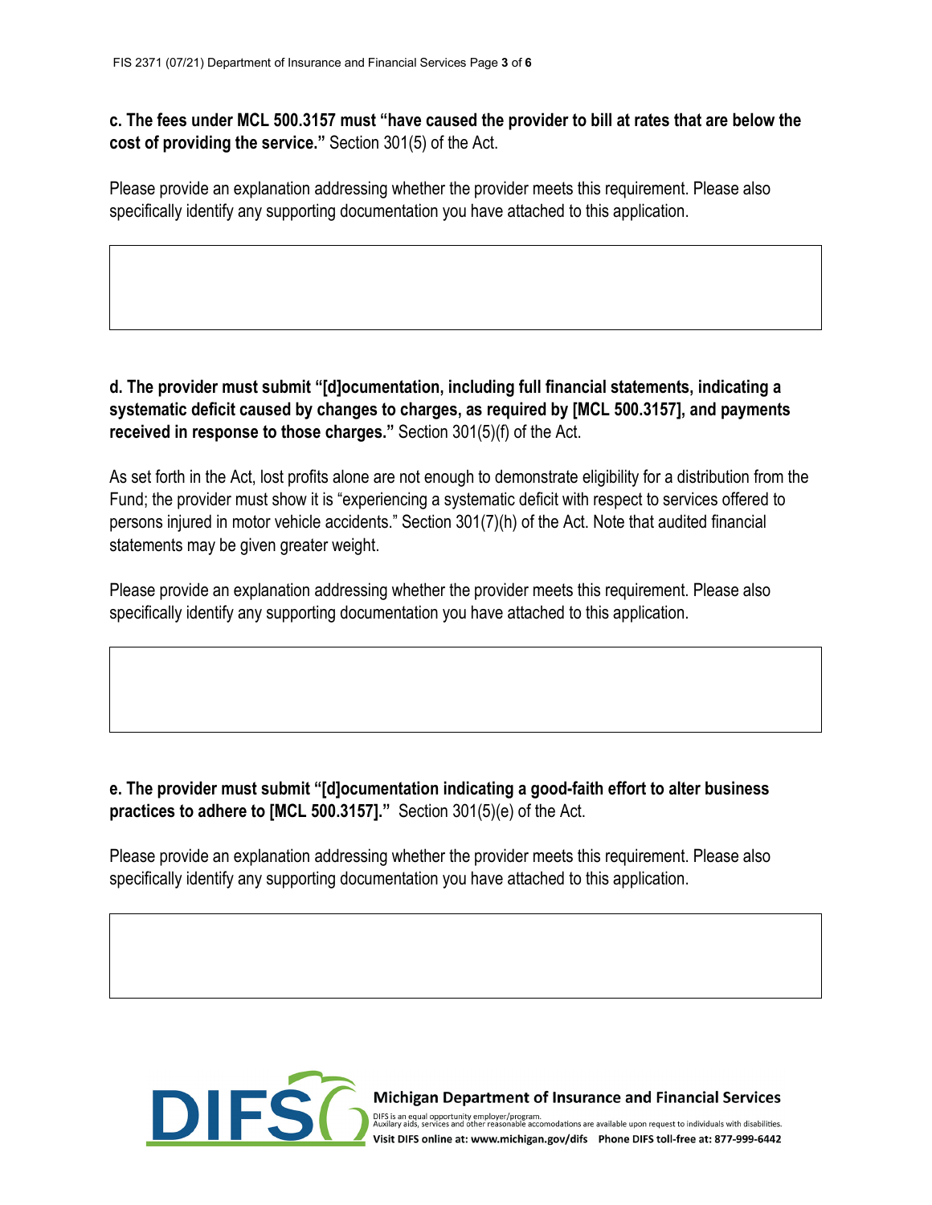**c. The fees under MCL 500.3157 must "have caused the provider to bill at rates that are below the cost of providing the service."** Section 301(5) of the Act.

Please provide an explanation addressing whether the provider meets this requirement. Please also specifically identify any supporting documentation you have attached to this application.

**d. The provider must submit "[d]ocumentation, including full financial statements, indicating a systematic deficit caused by changes to charges, as required by [MCL 500.3157], and payments received in response to those charges."** Section 301(5)(f) of the Act.

As set forth in the Act, lost profits alone are not enough to demonstrate eligibility for a distribution from the Fund; the provider must show it is "experiencing a systematic deficit with respect to services offered to persons injured in motor vehicle accidents." Section 301(7)(h) of the Act. Note that audited financial statements may be given greater weight.

Please provide an explanation addressing whether the provider meets this requirement. Please also specifically identify any supporting documentation you have attached to this application.

**e. The provider must submit "[d]ocumentation indicating a good-faith effort to alter business practices to adhere to [MCL 500.3157]."** Section 301(5)(e) of the Act.

Please provide an explanation addressing whether the provider meets this requirement. Please also specifically identify any supporting documentation you have attached to this application.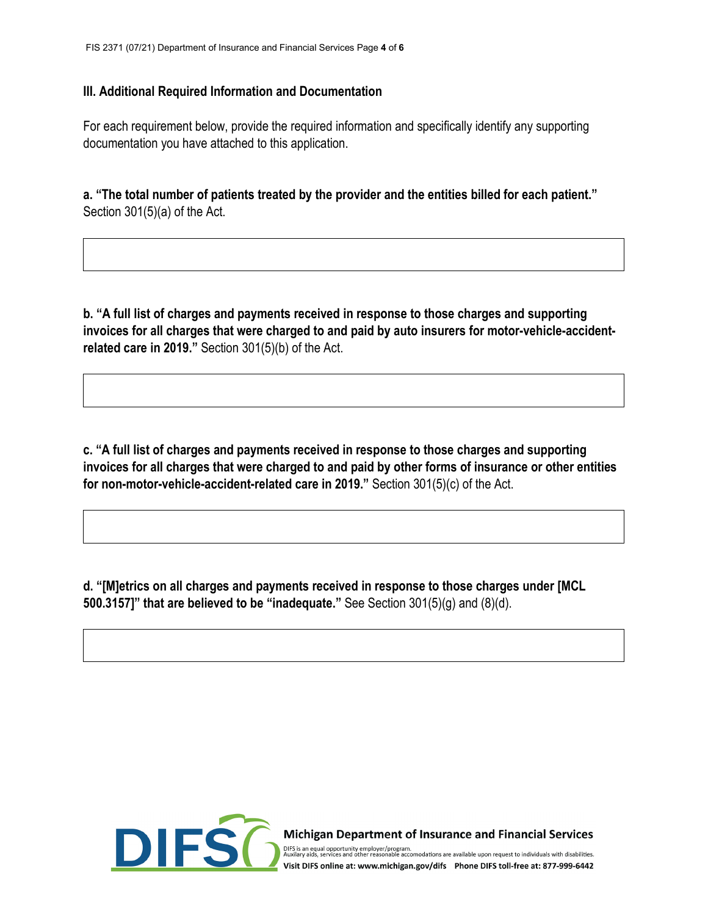## III. Additional Required Information and Documentation

For each requirement below, provide the required information and specifically identify any supporting documentation you have attached to this application.

**a. "The total number of patients treated by the provider and the entities billed for each patient."** Section 301(5)(a) of the Act.

**b. "A full list of charges and payments received in response to those charges and supporting invoices for all charges that were charged to and paid by auto insurers for motor-vehicle-accident-related care in 2019."** Section 301(5)(b) of the Act.

**c. "A full list of charges and payments received in response to those charges and supporting invoices for all charges that were charged to and paid by other forms of insurance or other entities for non-motor-vehicle-accident-related care in 2019."** Section 301(5)(c) of the Act.

**d. "[M]etrics on all charges and payments received in response to those charges under [MCL 500.3157]" that are believed to be "inadequate."** See Section 301(5)(g) and (8)(d).

**Michigan Department of Insurance and Financial Services**

DIFS is an equal opportunity employer/program.
Auxiliary aids, services and other reasonable accomodations are available upon request to individuals with disabilities.
Visit DIFS online at: www.michigan.gov/difs Phone DIFS toll-free at: 877-999-6442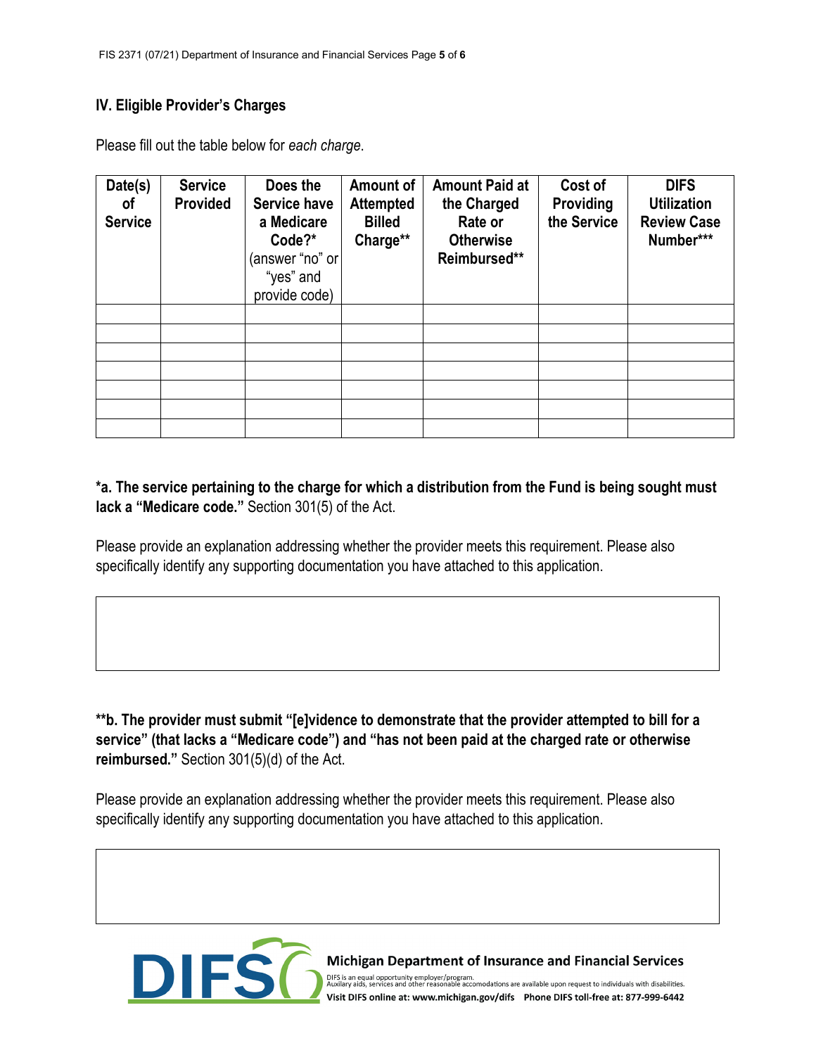## IV. Eligible Provider's Charges

Please fill out the table below for *each charge*.

| Date(s) of Service | Service Provided | Does the Service have a Medicare Code?* (answer "no" or "yes" and provide code) | Amount of Attempted Billed Charge** | Amount Paid at the Charged Rate or Otherwise Reimbursed** | Cost of Providing the Service | DIFS Utilization Review Case Number*** |
|---|---|---|---|---|---|---|
| | | | | | | |
| | | | | | | |
| | | | | | | |
| | | | | | | |
| | | | | | | |
| | | | | | | |
| | | | | | | |

**\*a. The service pertaining to the charge for which a distribution from the Fund is being sought must lack a "Medicare code."** Section 301(5) of the Act.

Please provide an explanation addressing whether the provider meets this requirement. Please also specifically identify any supporting documentation you have attached to this application.

| |
|---|
| |

**\*\*b. The provider must submit "[e]vidence to demonstrate that the provider attempted to bill for a service" (that lacks a "Medicare code") and "has not been paid at the charged rate or otherwise reimbursed."** Section 301(5)(d) of the Act.

Please provide an explanation addressing whether the provider meets this requirement. Please also specifically identify any supporting documentation you have attached to this application.

| |
|---|
| |

DIFS

Michigan Department of Insurance and Financial Services

DIFS is an equal opportunity employer/program.
Auxilary aids, services and other reasonable accomodations are available upon request to individuals with disabilities.
Visit DIFS online at: www.michigan.gov/difs Phone DIFS toll-free at: 877-999-6442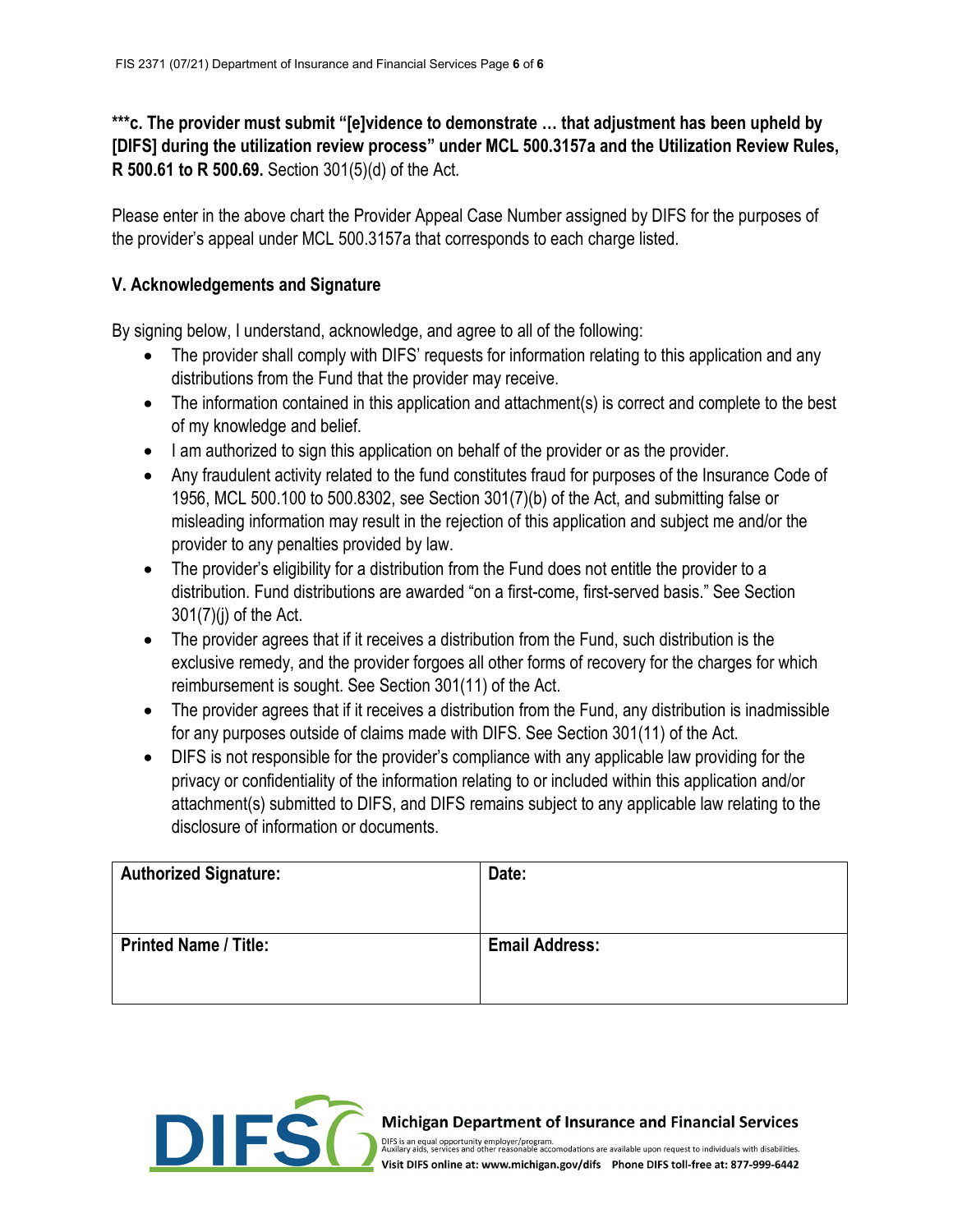**\*\*\*c. The provider must submit "[e]vidence to demonstrate … that adjustment has been upheld by [DIFS] during the utilization review process" under MCL 500.3157a and the Utilization Review Rules, R 500.61 to R 500.69.** Section 301(5)(d) of the Act.

Please enter in the above chart the Provider Appeal Case Number assigned by DIFS for the purposes of the provider's appeal under MCL 500.3157a that corresponds to each charge listed.

### V. Acknowledgements and Signature

By signing below, I understand, acknowledge, and agree to all of the following:

- The provider shall comply with DIFS' requests for information relating to this application and any distributions from the Fund that the provider may receive.
- The information contained in this application and attachment(s) is correct and complete to the best of my knowledge and belief.
- I am authorized to sign this application on behalf of the provider or as the provider.
- Any fraudulent activity related to the fund constitutes fraud for purposes of the Insurance Code of 1956, MCL 500.100 to 500.8302, see Section 301(7)(b) of the Act, and submitting false or misleading information may result in the rejection of this application and subject me and/or the provider to any penalties provided by law.
- The provider's eligibility for a distribution from the Fund does not entitle the provider to a distribution. Fund distributions are awarded "on a first-come, first-served basis." See Section 301(7)(j) of the Act.
- The provider agrees that if it receives a distribution from the Fund, such distribution is the exclusive remedy, and the provider forgoes all other forms of recovery for the charges for which reimbursement is sought. See Section 301(11) of the Act.
- The provider agrees that if it receives a distribution from the Fund, any distribution is inadmissible for any purposes outside of claims made with DIFS. See Section 301(11) of the Act.
- DIFS is not responsible for the provider's compliance with any applicable law providing for the privacy or confidentiality of the information relating to or included within this application and/or attachment(s) submitted to DIFS, and DIFS remains subject to any applicable law relating to the disclosure of information or documents.

| | |
|---|---|
| **Authorized Signature:** | **Date:** |
| **Printed Name / Title:** | **Email Address:** |

**Michigan Department of Insurance and Financial Services**

DIFS is an equal opportunity employer/program.
Auxilary aids, services and other reasonable accomodations are available upon request to individuals with disabilities.

**Visit DIFS online at: www.michigan.gov/difs Phone DIFS toll-free at: 877-999-6442**